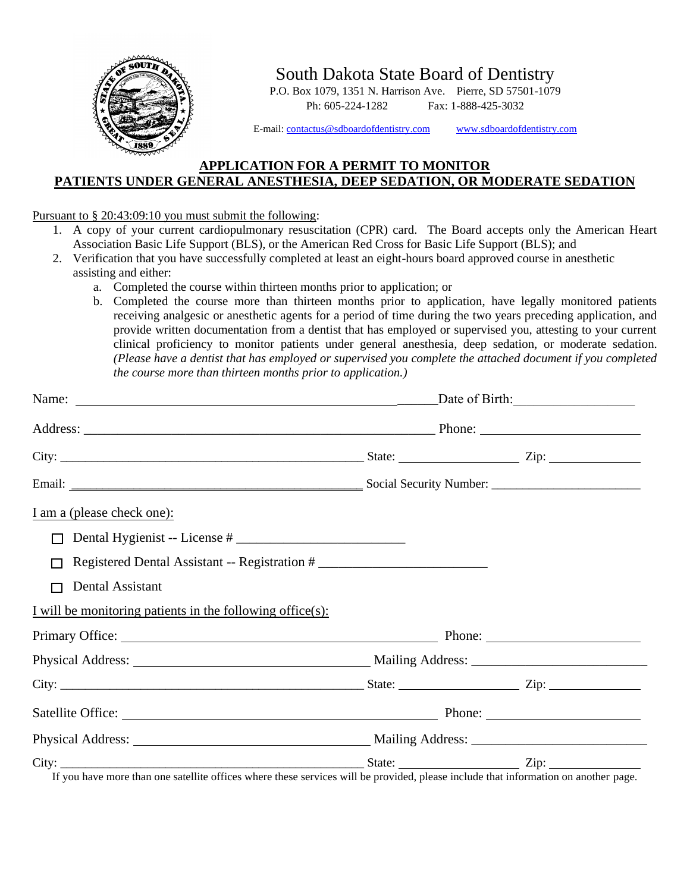# South Dakota State Board of Dentistry

P.O. Box 1079, 1351 N. Harrison Ave. Pierre, SD 57501-1079

Ph: 605-224-1282 Fax: 1-888-425-3032

E-mail: contactus@sdboardofdentistry.com www.sdboardofdentistry.com

## APPLICATION FOR A PERMIT TO MONITOR PATIENTS UNDER GENERAL ANESTHESIA, DEEP SEDATION, OR MODERATE SEDATION

Pursuant to § 20:43:09:10 you must submit the following:

1. A copy of your current cardiopulmonary resuscitation (CPR) card. The Board accepts only the American Heart Association Basic Life Support (BLS), or the American Red Cross for Basic Life Support (BLS); and
2. Verification that you have successfully completed at least an eight-hours board approved course in anesthetic assisting and either:
   a. Completed the course within thirteen months prior to application; or
   b. Completed the course more than thirteen months prior to application, have legally monitored patients receiving analgesic or anesthetic agents for a period of time during the two years preceding application, and provide written documentation from a dentist that has employed or supervised you, attesting to your current clinical proficiency to monitor patients under general anesthesia, deep sedation, or moderate sedation. *(Please have a dentist that has employed or supervised you complete the attached document if you completed the course more than thirteen months prior to application.)*

Name: ______________________________ Date of Birth: ______________

Address: ______________________________ Phone: ______________

City: ______________________________ State: ______________ Zip: ______________

Email: ______________________________ Social Security Number: ______________

I am a (please check one):

- ☐ Dental Hygienist -- License # ______________
- ☐ Registered Dental Assistant -- Registration # ______________
- ☐ Dental Assistant

I will be monitoring patients in the following office(s):

Primary Office: ______________________________ Phone: ______________

Physical Address: ______________________________ Mailing Address: ______________

City: ______________________________ State: ______________ Zip: ______________

Satellite Office: ______________________________ Phone: ______________

Physical Address: ______________________________ Mailing Address: ______________

City: ______________________________ State: ______________ Zip: ______________

If you have more than one satellite offices where these services will be provided, please include that information on another page.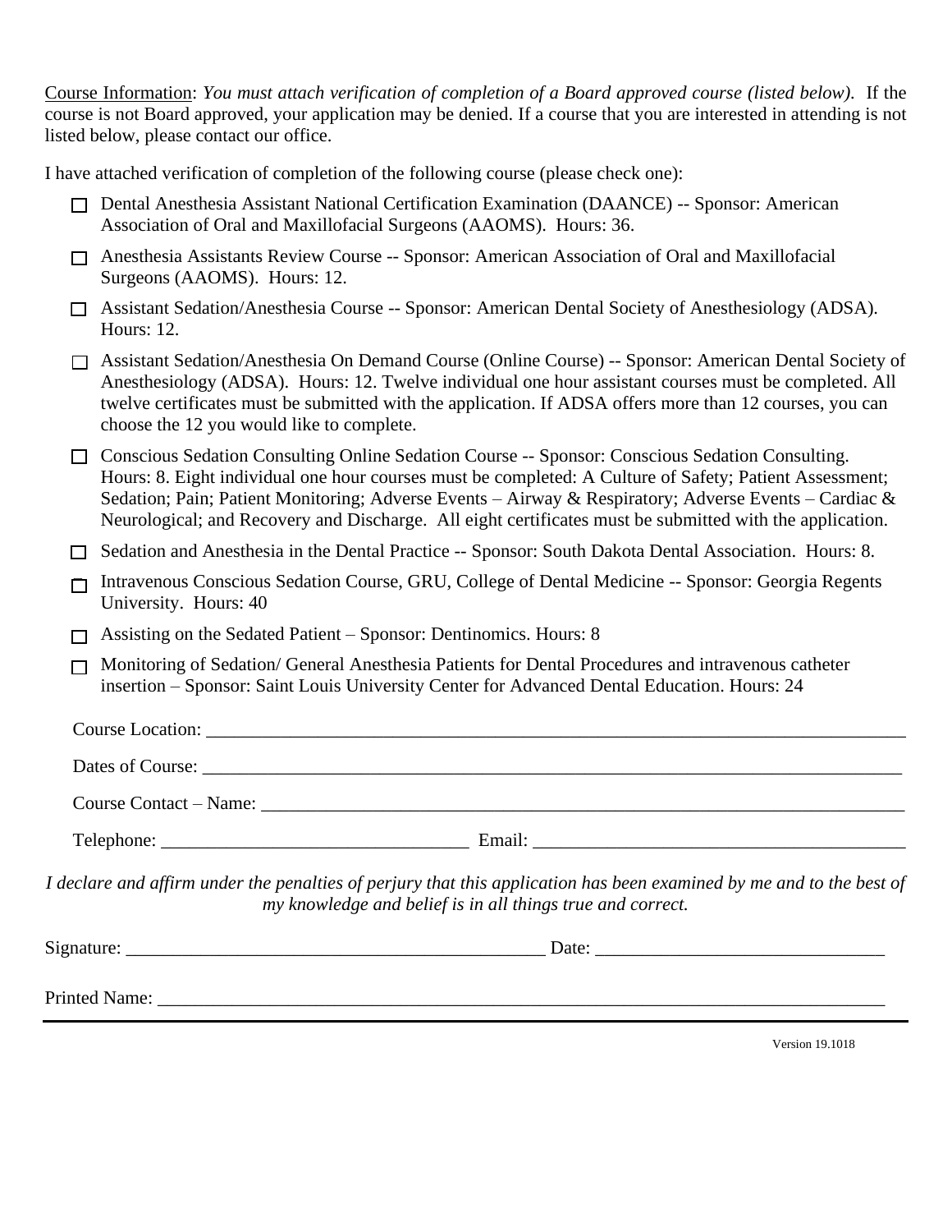<u>Course Information</u>: *You must attach verification of completion of a Board approved course (listed below).* If the course is not Board approved, your application may be denied. If a course that you are interested in attending is not listed below, please contact our office.

I have attached verification of completion of the following course (please check one):

- ☐ Dental Anesthesia Assistant National Certification Examination (DAANCE) -- Sponsor: American Association of Oral and Maxillofacial Surgeons (AAOMS). Hours: 36.
- ☐ Anesthesia Assistants Review Course -- Sponsor: American Association of Oral and Maxillofacial Surgeons (AAOMS). Hours: 12.
- ☐ Assistant Sedation/Anesthesia Course -- Sponsor: American Dental Society of Anesthesiology (ADSA). Hours: 12.
- ☐ Assistant Sedation/Anesthesia On Demand Course (Online Course) -- Sponsor: American Dental Society of Anesthesiology (ADSA). Hours: 12. Twelve individual one hour assistant courses must be completed. All twelve certificates must be submitted with the application. If ADSA offers more than 12 courses, you can choose the 12 you would like to complete.
- ☐ Conscious Sedation Consulting Online Sedation Course -- Sponsor: Conscious Sedation Consulting. Hours: 8. Eight individual one hour courses must be completed: A Culture of Safety; Patient Assessment; Sedation; Pain; Patient Monitoring; Adverse Events – Airway & Respiratory; Adverse Events – Cardiac & Neurological; and Recovery and Discharge. All eight certificates must be submitted with the application.
- ☐ Sedation and Anesthesia in the Dental Practice -- Sponsor: South Dakota Dental Association. Hours: 8.
- ☐ Intravenous Conscious Sedation Course, GRU, College of Dental Medicine -- Sponsor: Georgia Regents University. Hours: 40
- ☐ Assisting on the Sedated Patient – Sponsor: Dentinomics. Hours: 8
- ☐ Monitoring of Sedation/ General Anesthesia Patients for Dental Procedures and intravenous catheter insertion – Sponsor: Saint Louis University Center for Advanced Dental Education. Hours: 24

Course Location: ______________________________________________________________________________

Dates of Course: ______________________________________________________________________________

Course Contact – Name: ________________________________________________________________________

Telephone: _________________________________ Email: ________________________________________

*I declare and affirm under the penalties of perjury that this application has been examined by me and to the best of my knowledge and belief is in all things true and correct.*

Signature: ______________________________________________ Date: ______________________________

Printed Name: ___________________________________________________________________________

Version 19.1018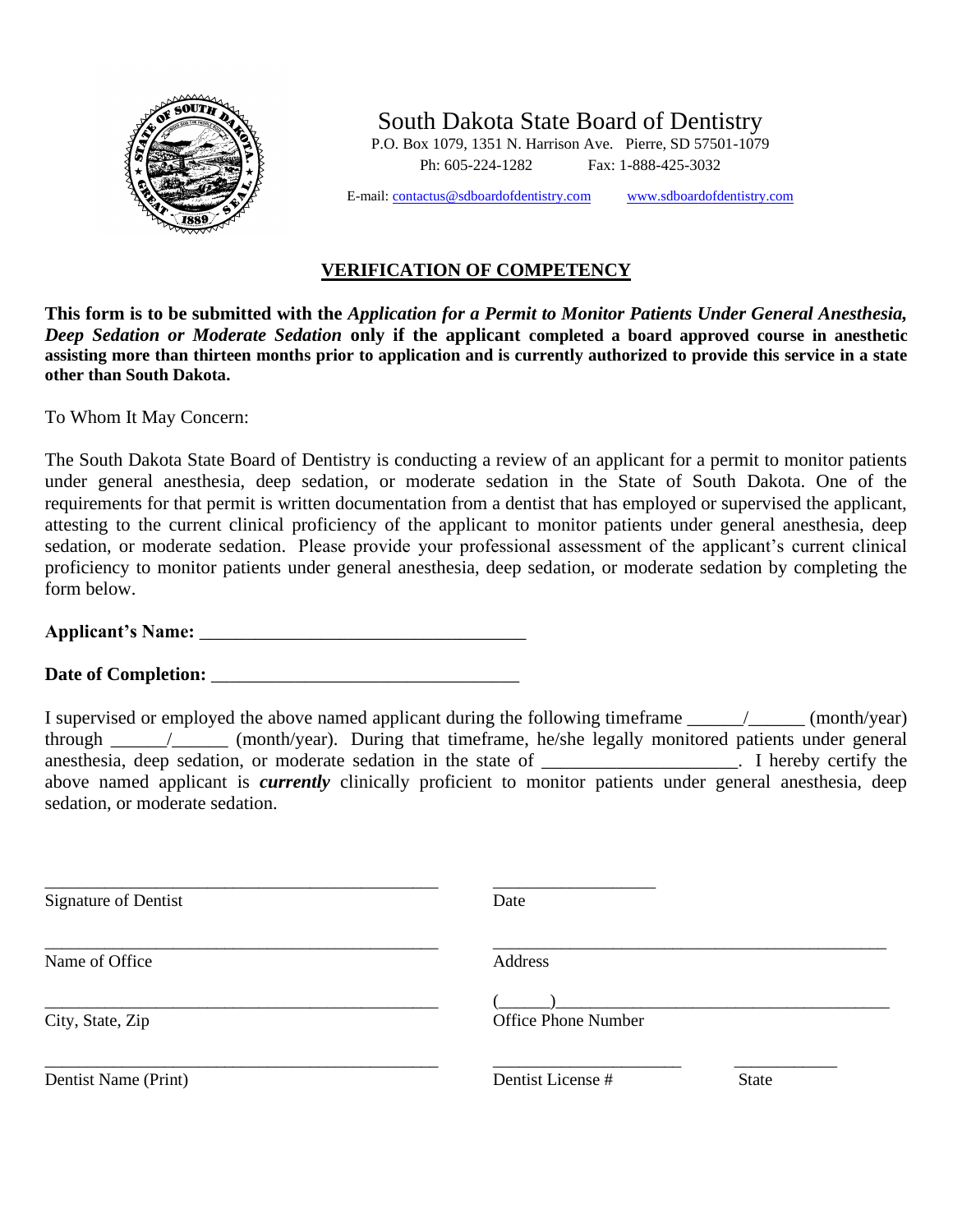South Dakota State Board of Dentistry

P.O. Box 1079, 1351 N. Harrison Ave. Pierre, SD 57501-1079

Ph: 605-224-1282 Fax: 1-888-425-3032

E-mail: contactus@sdboardofdentistry.com www.sdboardofdentistry.com

# VERIFICATION OF COMPETENCY

**This form is to be submitted with the *Application for a Permit to Monitor Patients Under General Anesthesia, Deep Sedation or Moderate Sedation* only if the applicant completed a board approved course in anesthetic assisting more than thirteen months prior to application and is currently authorized to provide this service in a state other than South Dakota.**

To Whom It May Concern:

The South Dakota State Board of Dentistry is conducting a review of an applicant for a permit to monitor patients under general anesthesia, deep sedation, or moderate sedation in the State of South Dakota. One of the requirements for that permit is written documentation from a dentist that has employed or supervised the applicant, attesting to the current clinical proficiency of the applicant to monitor patients under general anesthesia, deep sedation, or moderate sedation. Please provide your professional assessment of the applicant's current clinical proficiency to monitor patients under general anesthesia, deep sedation, or moderate sedation by completing the form below.

**Applicant's Name:** ___________________________________

**Date of Completion:** ________________________________

I supervised or employed the above named applicant during the following timeframe ______/______ (month/year) through ______/______ (month/year). During that timeframe, he/she legally monitored patients under general anesthesia, deep sedation, or moderate sedation in the state of ____________________. I hereby certify the above named applicant is ***currently*** clinically proficient to monitor patients under general anesthesia, deep sedation, or moderate sedation.

_____________________________________________ ___________________

Signature of Dentist Date

_____________________________________________ _____________________________________________

Name of Office Address

_____________________________________________ (______)_____________________________________

City, State, Zip Office Phone Number

_____________________________________________ _____________________ ____________

Dentist Name (Print) Dentist License # State